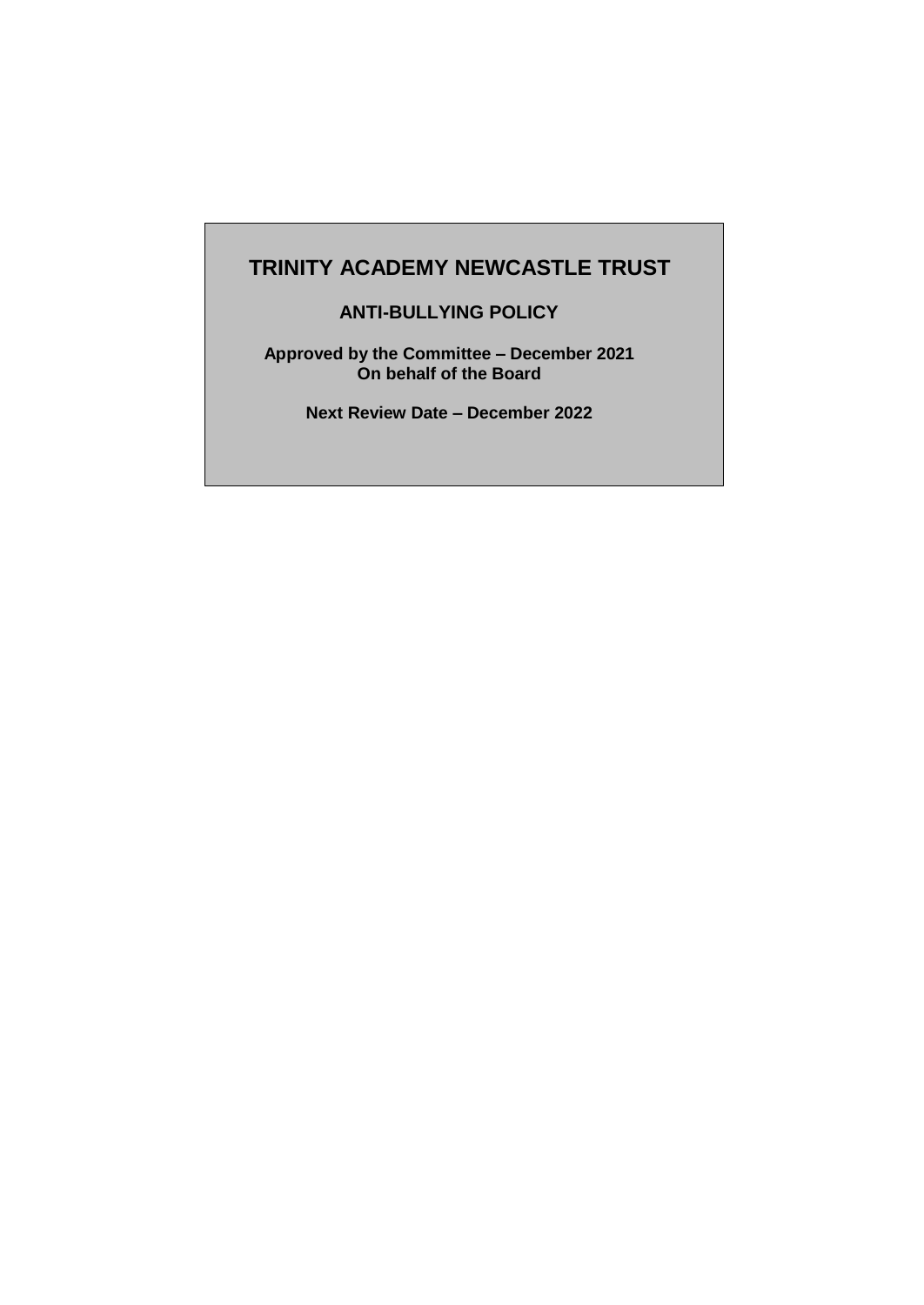# TRINITY ACADEMY NEWCASTLE TRUST

## ANTI-BULLYING POLICY

**Approved by the Committee – December 2021**
**On behalf of the Board**

**Next Review Date – December 2022**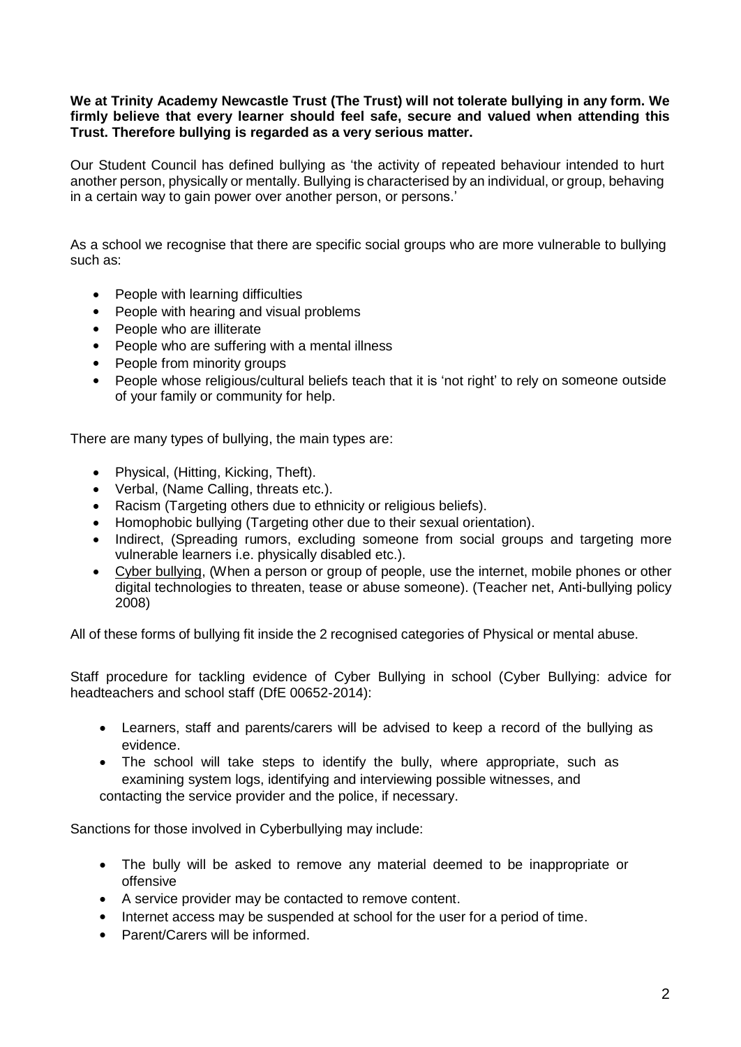**We at Trinity Academy Newcastle Trust (The Trust) will not tolerate bullying in any form. We firmly believe that every learner should feel safe, secure and valued when attending this Trust. Therefore bullying is regarded as a very serious matter.**

Our Student Council has defined bullying as 'the activity of repeated behaviour intended to hurt another person, physically or mentally. Bullying is characterised by an individual, or group, behaving in a certain way to gain power over another person, or persons.'

As a school we recognise that there are specific social groups who are more vulnerable to bullying such as:

- People with learning difficulties
- People with hearing and visual problems
- People who are illiterate
- People who are suffering with a mental illness
- People from minority groups
- People whose religious/cultural beliefs teach that it is 'not right' to rely on someone outside of your family or community for help.

There are many types of bullying, the main types are:

- Physical, (Hitting, Kicking, Theft).
- Verbal, (Name Calling, threats etc.).
- Racism (Targeting others due to ethnicity or religious beliefs).
- Homophobic bullying (Targeting other due to their sexual orientation).
- Indirect, (Spreading rumors, excluding someone from social groups and targeting more vulnerable learners i.e. physically disabled etc.).
- Cyber bullying, (When a person or group of people, use the internet, mobile phones or other digital technologies to threaten, tease or abuse someone). (Teacher net, Anti-bullying policy 2008)

All of these forms of bullying fit inside the 2 recognised categories of Physical or mental abuse.

Staff procedure for tackling evidence of Cyber Bullying in school (Cyber Bullying: advice for headteachers and school staff (DfE 00652-2014):

- Learners, staff and parents/carers will be advised to keep a record of the bullying as evidence.
- The school will take steps to identify the bully, where appropriate, such as examining system logs, identifying and interviewing possible witnesses, and contacting the service provider and the police, if necessary.

Sanctions for those involved in Cyberbullying may include:

- The bully will be asked to remove any material deemed to be inappropriate or offensive
- A service provider may be contacted to remove content.
- Internet access may be suspended at school for the user for a period of time.
- Parent/Carers will be informed.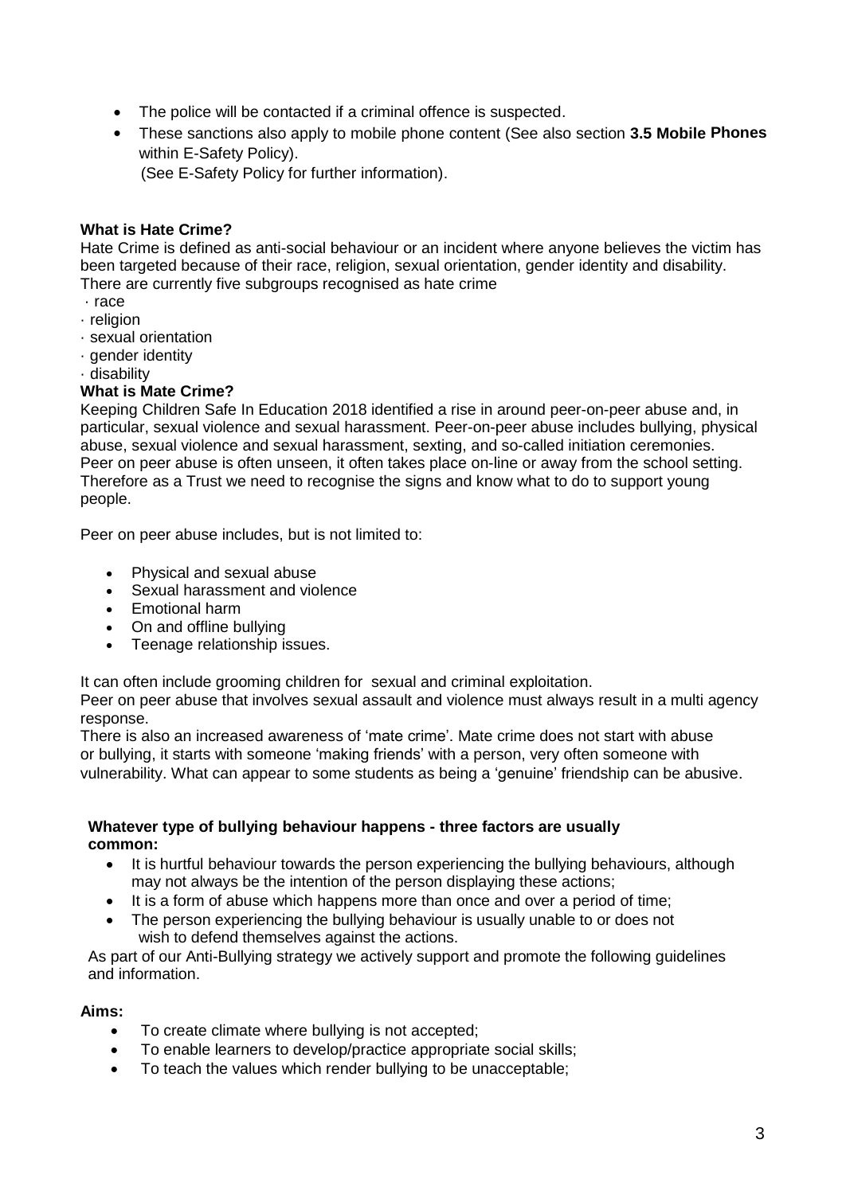- The police will be contacted if a criminal offence is suspected.
- These sanctions also apply to mobile phone content (See also section **3.5 Mobile Phones** within E-Safety Policy).
  (See E-Safety Policy for further information).

**What is Hate Crime?**

Hate Crime is defined as anti-social behaviour or an incident where anyone believes the victim has been targeted because of their race, religion, sexual orientation, gender identity and disability. There are currently five subgroups recognised as hate crime

· race
· religion
· sexual orientation
· gender identity
· disability

**What is Mate Crime?**

Keeping Children Safe In Education 2018 identified a rise in around peer-on-peer abuse and, in particular, sexual violence and sexual harassment. Peer-on-peer abuse includes bullying, physical abuse, sexual violence and sexual harassment, sexting, and so-called initiation ceremonies. Peer on peer abuse is often unseen, it often takes place on-line or away from the school setting. Therefore as a Trust we need to recognise the signs and know what to do to support young people.

Peer on peer abuse includes, but is not limited to:

- Physical and sexual abuse
- Sexual harassment and violence
- Emotional harm
- On and offline bullying
- Teenage relationship issues.

It can often include grooming children for sexual and criminal exploitation.
Peer on peer abuse that involves sexual assault and violence must always result in a multi agency response.
There is also an increased awareness of 'mate crime'. Mate crime does not start with abuse or bullying, it starts with someone 'making friends' with a person, very often someone with vulnerability. What can appear to some students as being a 'genuine' friendship can be abusive.

**Whatever type of bullying behaviour happens - three factors are usually common:**

- It is hurtful behaviour towards the person experiencing the bullying behaviours, although may not always be the intention of the person displaying these actions;
- It is a form of abuse which happens more than once and over a period of time;
- The person experiencing the bullying behaviour is usually unable to or does not wish to defend themselves against the actions.

As part of our Anti-Bullying strategy we actively support and promote the following guidelines and information.

**Aims:**

- To create climate where bullying is not accepted;
- To enable learners to develop/practice appropriate social skills;
- To teach the values which render bullying to be unacceptable;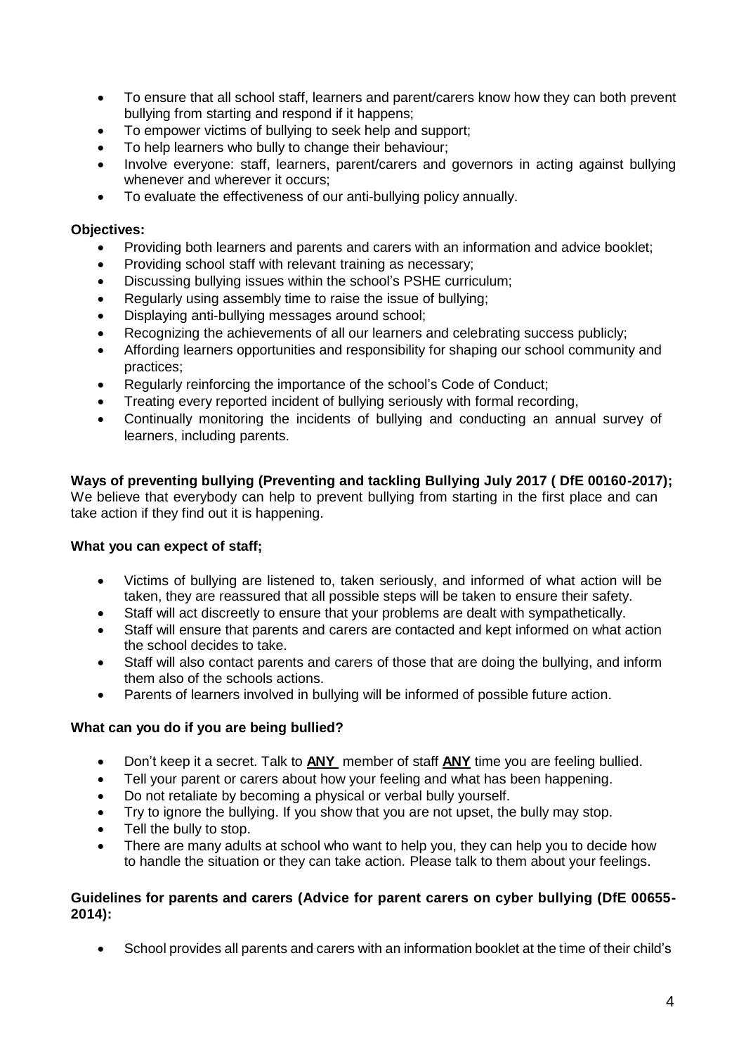- To ensure that all school staff, learners and parent/carers know how they can both prevent bullying from starting and respond if it happens;
- To empower victims of bullying to seek help and support;
- To help learners who bully to change their behaviour;
- Involve everyone: staff, learners, parent/carers and governors in acting against bullying whenever and wherever it occurs;
- To evaluate the effectiveness of our anti-bullying policy annually.

**Objectives:**

- Providing both learners and parents and carers with an information and advice booklet;
- Providing school staff with relevant training as necessary;
- Discussing bullying issues within the school's PSHE curriculum;
- Regularly using assembly time to raise the issue of bullying;
- Displaying anti-bullying messages around school;
- Recognizing the achievements of all our learners and celebrating success publicly;
- Affording learners opportunities and responsibility for shaping our school community and practices;
- Regularly reinforcing the importance of the school's Code of Conduct;
- Treating every reported incident of bullying seriously with formal recording,
- Continually monitoring the incidents of bullying and conducting an annual survey of learners, including parents.

**Ways of preventing bullying (Preventing and tackling Bullying July 2017 ( DfE 00160-2017);**

We believe that everybody can help to prevent bullying from starting in the first place and can take action if they find out it is happening.

**What you can expect of staff;**

- Victims of bullying are listened to, taken seriously, and informed of what action will be taken, they are reassured that all possible steps will be taken to ensure their safety.
- Staff will act discreetly to ensure that your problems are dealt with sympathetically.
- Staff will ensure that parents and carers are contacted and kept informed on what action the school decides to take.
- Staff will also contact parents and carers of those that are doing the bullying, and inform them also of the schools actions.
- Parents of learners involved in bullying will be informed of possible future action.

**What can you do if you are being bullied?**

- Don't keep it a secret. Talk to **ANY** member of staff **ANY** time you are feeling bullied.
- Tell your parent or carers about how your feeling and what has been happening.
- Do not retaliate by becoming a physical or verbal bully yourself.
- Try to ignore the bullying. If you show that you are not upset, the bully may stop.
- Tell the bully to stop.
- There are many adults at school who want to help you, they can help you to decide how to handle the situation or they can take action. Please talk to them about your feelings.

**Guidelines for parents and carers (Advice for parent carers on cyber bullying (DfE 00655-2014):**

- School provides all parents and carers with an information booklet at the time of their child's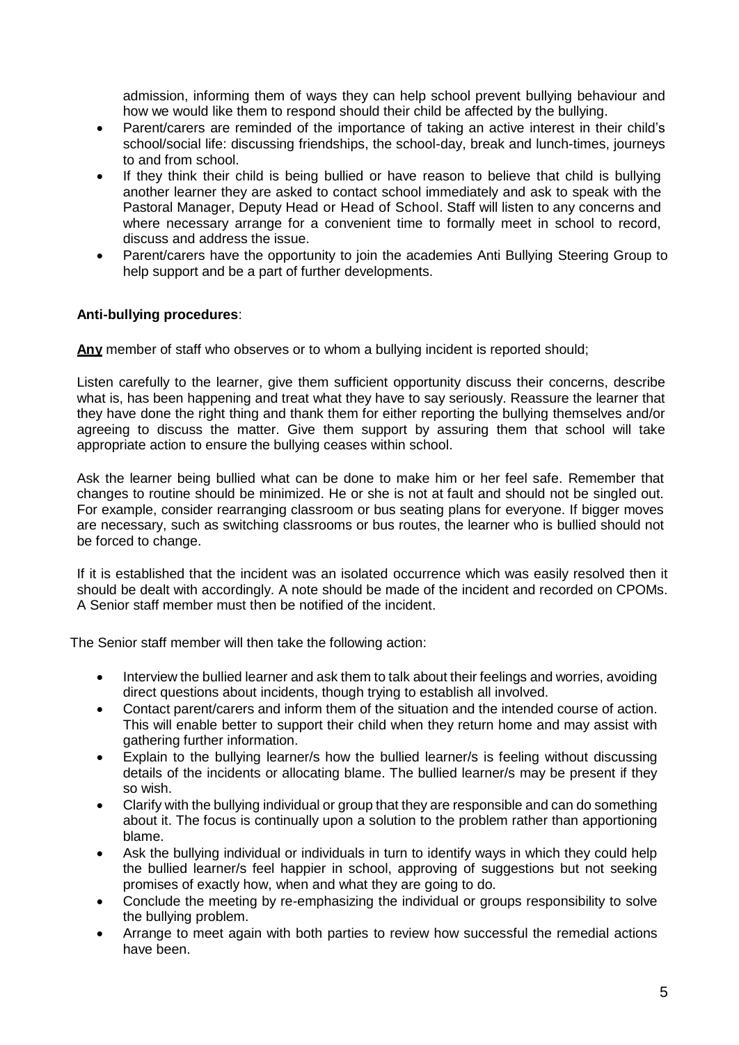admission, informing them of ways they can help school prevent bullying behaviour and how we would like them to respond should their child be affected by the bullying.

- Parent/carers are reminded of the importance of taking an active interest in their child's school/social life: discussing friendships, the school-day, break and lunch-times, journeys to and from school.
- If they think their child is being bullied or have reason to believe that child is bullying another learner they are asked to contact school immediately and ask to speak with the Pastoral Manager, Deputy Head or Head of School. Staff will listen to any concerns and where necessary arrange for a convenient time to formally meet in school to record, discuss and address the issue.
- Parent/carers have the opportunity to join the academies Anti Bullying Steering Group to help support and be a part of further developments.

**Anti-bullying procedures**:

**Any** member of staff who observes or to whom a bullying incident is reported should;

Listen carefully to the learner, give them sufficient opportunity discuss their concerns, describe what is, has been happening and treat what they have to say seriously. Reassure the learner that they have done the right thing and thank them for either reporting the bullying themselves and/or agreeing to discuss the matter. Give them support by assuring them that school will take appropriate action to ensure the bullying ceases within school.

Ask the learner being bullied what can be done to make him or her feel safe. Remember that changes to routine should be minimized. He or she is not at fault and should not be singled out. For example, consider rearranging classroom or bus seating plans for everyone. If bigger moves are necessary, such as switching classrooms or bus routes, the learner who is bullied should not be forced to change.

If it is established that the incident was an isolated occurrence which was easily resolved then it should be dealt with accordingly. A note should be made of the incident and recorded on CPOMs. A Senior staff member must then be notified of the incident.

The Senior staff member will then take the following action:

- Interview the bullied learner and ask them to talk about their feelings and worries, avoiding direct questions about incidents, though trying to establish all involved.
- Contact parent/carers and inform them of the situation and the intended course of action. This will enable better to support their child when they return home and may assist with gathering further information.
- Explain to the bullying learner/s how the bullied learner/s is feeling without discussing details of the incidents or allocating blame. The bullied learner/s may be present if they so wish.
- Clarify with the bullying individual or group that they are responsible and can do something about it. The focus is continually upon a solution to the problem rather than apportioning blame.
- Ask the bullying individual or individuals in turn to identify ways in which they could help the bullied learner/s feel happier in school, approving of suggestions but not seeking promises of exactly how, when and what they are going to do.
- Conclude the meeting by re-emphasizing the individual or groups responsibility to solve the bullying problem.
- Arrange to meet again with both parties to review how successful the remedial actions have been.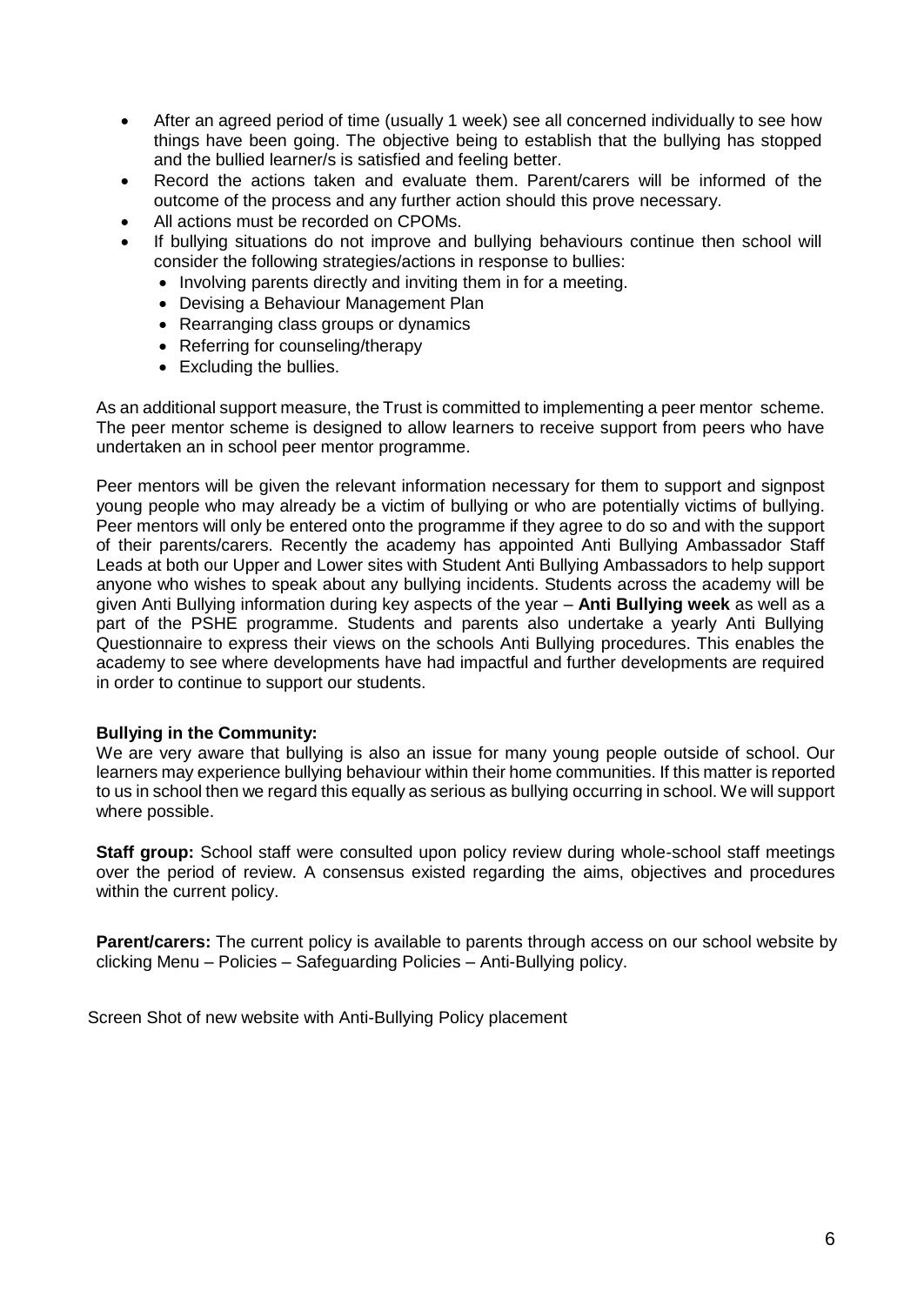- After an agreed period of time (usually 1 week) see all concerned individually to see how things have been going. The objective being to establish that the bullying has stopped and the bullied learner/s is satisfied and feeling better.
- Record the actions taken and evaluate them. Parent/carers will be informed of the outcome of the process and any further action should this prove necessary.
- All actions must be recorded on CPOMs.
- If bullying situations do not improve and bullying behaviours continue then school will consider the following strategies/actions in response to bullies:
  - Involving parents directly and inviting them in for a meeting.
  - Devising a Behaviour Management Plan
  - Rearranging class groups or dynamics
  - Referring for counseling/therapy
  - Excluding the bullies.

As an additional support measure, the Trust is committed to implementing a peer mentor scheme. The peer mentor scheme is designed to allow learners to receive support from peers who have undertaken an in school peer mentor programme.

Peer mentors will be given the relevant information necessary for them to support and signpost young people who may already be a victim of bullying or who are potentially victims of bullying. Peer mentors will only be entered onto the programme if they agree to do so and with the support of their parents/carers. Recently the academy has appointed Anti Bullying Ambassador Staff Leads at both our Upper and Lower sites with Student Anti Bullying Ambassadors to help support anyone who wishes to speak about any bullying incidents. Students across the academy will be given Anti Bullying information during key aspects of the year – **Anti Bullying week** as well as a part of the PSHE programme. Students and parents also undertake a yearly Anti Bullying Questionnaire to express their views on the schools Anti Bullying procedures. This enables the academy to see where developments have had impactful and further developments are required in order to continue to support our students.

**Bullying in the Community:**
We are very aware that bullying is also an issue for many young people outside of school. Our learners may experience bullying behaviour within their home communities. If this matter is reported to us in school then we regard this equally as serious as bullying occurring in school. We will support where possible.

**Staff group:** School staff were consulted upon policy review during whole-school staff meetings over the period of review. A consensus existed regarding the aims, objectives and procedures within the current policy.

**Parent/carers:** The current policy is available to parents through access on our school website by clicking Menu – Policies – Safeguarding Policies – Anti-Bullying policy.

Screen Shot of new website with Anti-Bullying Policy placement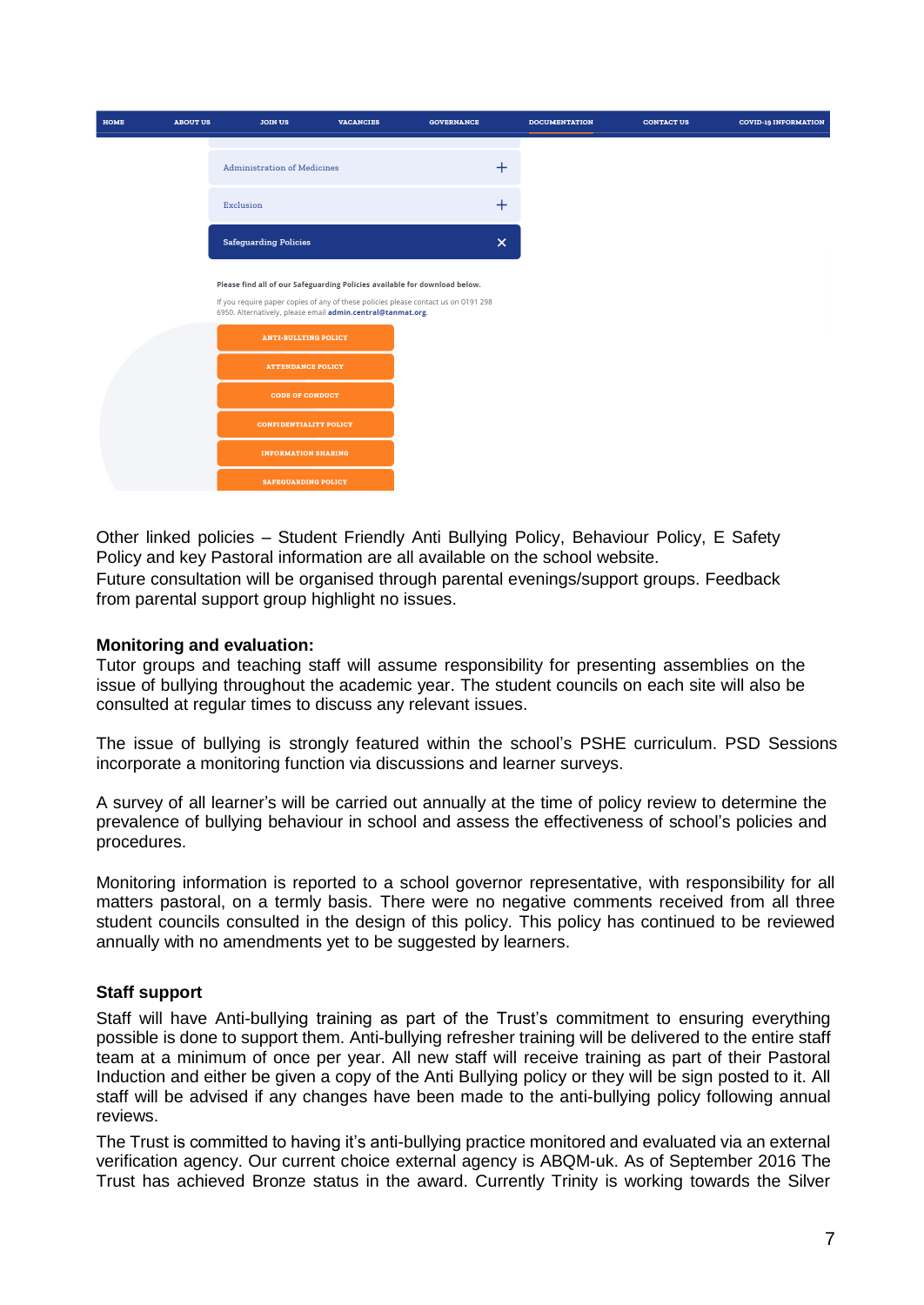HOME ABOUT US JOIN US VACANCIES GOVERNANCE DOCUMENTATION CONTACT US COVID-19 INFORMATION

Administration of Medicines +

Exclusion +

Safeguarding Policies ×

Please find all of our Safeguarding Policies available for download below.

If you require paper copies of any of these policies please contact us on 0191 298 6950. Alternatively, please email admin.central@tanmat.org.

ANTI-BULLYING POLICY

ATTENDANCE POLICY

CODE OF CONDUCT

CONFIDENTIALITY POLICY

INFORMATION SHARING

SAFEGUARDING POLICY

Other linked policies – Student Friendly Anti Bullying Policy, Behaviour Policy, E Safety Policy and key Pastoral information are all available on the school website.
Future consultation will be organised through parental evenings/support groups. Feedback from parental support group highlight no issues.

**Monitoring and evaluation:**
Tutor groups and teaching staff will assume responsibility for presenting assemblies on the issue of bullying throughout the academic year. The student councils on each site will also be consulted at regular times to discuss any relevant issues.

The issue of bullying is strongly featured within the school's PSHE curriculum. PSD Sessions incorporate a monitoring function via discussions and learner surveys.

A survey of all learner's will be carried out annually at the time of policy review to determine the prevalence of bullying behaviour in school and assess the effectiveness of school's policies and procedures.

Monitoring information is reported to a school governor representative, with responsibility for all matters pastoral, on a termly basis. There were no negative comments received from all three student councils consulted in the design of this policy. This policy has continued to be reviewed annually with no amendments yet to be suggested by learners.

**Staff support**
Staff will have Anti-bullying training as part of the Trust's commitment to ensuring everything possible is done to support them. Anti-bullying refresher training will be delivered to the entire staff team at a minimum of once per year. All new staff will receive training as part of their Pastoral Induction and either be given a copy of the Anti Bullying policy or they will be sign posted to it. All staff will be advised if any changes have been made to the anti-bullying policy following annual reviews.

The Trust is committed to having it's anti-bullying practice monitored and evaluated via an external verification agency. Our current choice external agency is ABQM-uk. As of September 2016 The Trust has achieved Bronze status in the award. Currently Trinity is working towards the Silver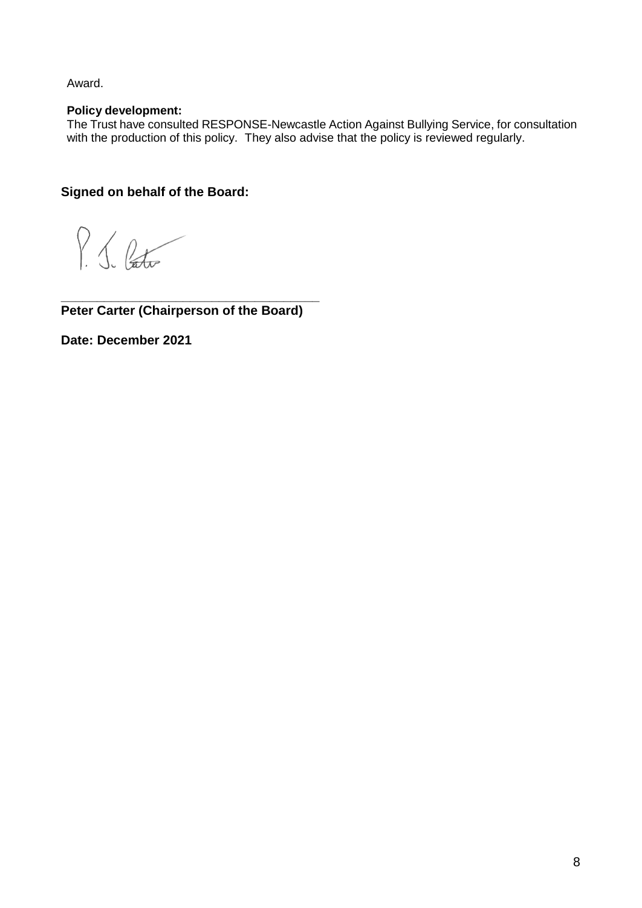Award.

**Policy development:**

The Trust have consulted RESPONSE-Newcastle Action Against Bullying Service, for consultation with the production of this policy. They also advise that the policy is reviewed regularly.

**Signed on behalf of the Board:**

_____________________________________

**Peter Carter (Chairperson of the Board)**

**Date: December 2021**